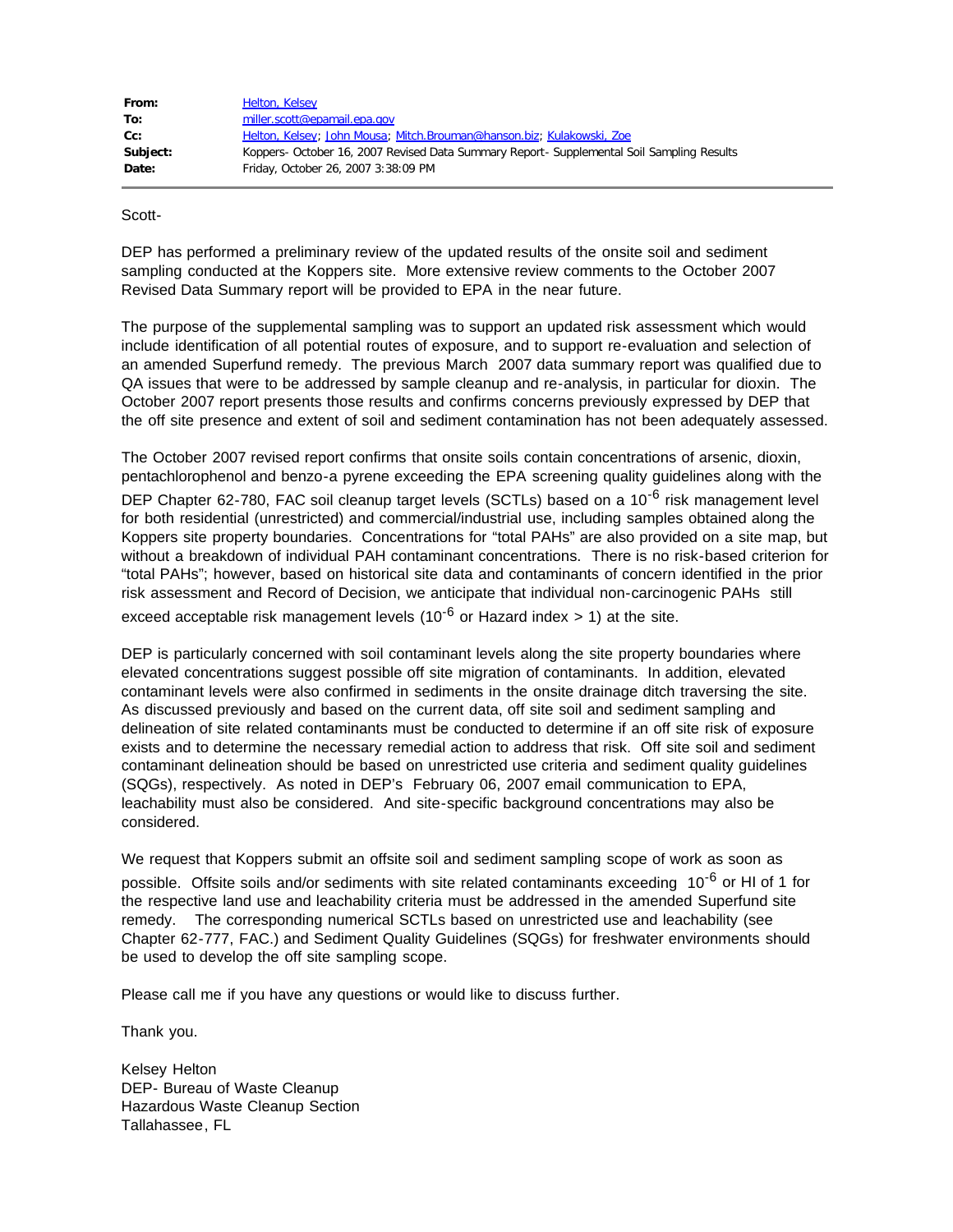| | |
|---|---|
| **From:** | Helton, Kelsey |
| **To:** | miller.scott@epamail.epa.gov |
| **Cc:** | Helton, Kelsey; John Mousa; Mitch.Brouman@hanson.biz; Kulakowski, Zoe |
| **Subject:** | Koppers- October 16, 2007 Revised Data Summary Report- Supplemental Soil Sampling Results |
| **Date:** | Friday, October 26, 2007 3:38:09 PM |

Scott-

DEP has performed a preliminary review of the updated results of the onsite soil and sediment sampling conducted at the Koppers site. More extensive review comments to the October 2007 Revised Data Summary report will be provided to EPA in the near future.

The purpose of the supplemental sampling was to support an updated risk assessment which would include identification of all potential routes of exposure, and to support re-evaluation and selection of an amended Superfund remedy. The previous March 2007 data summary report was qualified due to QA issues that were to be addressed by sample cleanup and re-analysis, in particular for dioxin. The October 2007 report presents those results and confirms concerns previously expressed by DEP that the off site presence and extent of soil and sediment contamination has not been adequately assessed.

The October 2007 revised report confirms that onsite soils contain concentrations of arsenic, dioxin, pentachlorophenol and benzo-a pyrene exceeding the EPA screening quality guidelines along with the DEP Chapter 62-780, FAC soil cleanup target levels (SCTLs) based on a $10^{-6}$ risk management level for both residential (unrestricted) and commercial/industrial use, including samples obtained along the Koppers site property boundaries. Concentrations for "total PAHs" are also provided on a site map, but without a breakdown of individual PAH contaminant concentrations. There is no risk-based criterion for "total PAHs"; however, based on historical site data and contaminants of concern identified in the prior risk assessment and Record of Decision, we anticipate that individual non-carcinogenic PAHs still exceed acceptable risk management levels ($10^{-6}$ or Hazard index > 1) at the site.

DEP is particularly concerned with soil contaminant levels along the site property boundaries where elevated concentrations suggest possible off site migration of contaminants. In addition, elevated contaminant levels were also confirmed in sediments in the onsite drainage ditch traversing the site. As discussed previously and based on the current data, off site soil and sediment sampling and delineation of site related contaminants must be conducted to determine if an off site risk of exposure exists and to determine the necessary remedial action to address that risk. Off site soil and sediment contaminant delineation should be based on unrestricted use criteria and sediment quality guidelines (SQGs), respectively. As noted in DEP's February 06, 2007 email communication to EPA, leachability must also be considered. And site-specific background concentrations may also be considered.

We request that Koppers submit an offsite soil and sediment sampling scope of work as soon as possible. Offsite soils and/or sediments with site related contaminants exceeding $10^{-6}$ or HI of 1 for the respective land use and leachability criteria must be addressed in the amended Superfund site remedy. The corresponding numerical SCTLs based on unrestricted use and leachability (see Chapter 62-777, FAC.) and Sediment Quality Guidelines (SQGs) for freshwater environments should be used to develop the off site sampling scope.

Please call me if you have any questions or would like to discuss further.

Thank you.

Kelsey Helton
DEP- Bureau of Waste Cleanup
Hazardous Waste Cleanup Section
Tallahassee, FL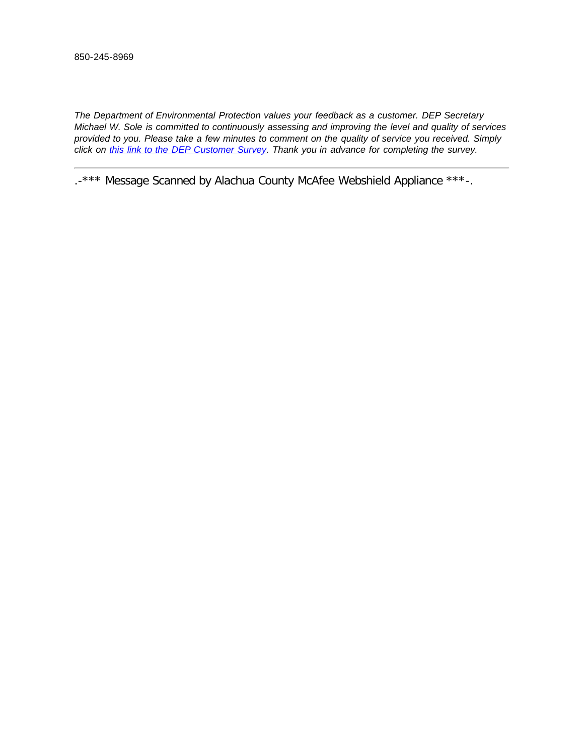850-245-8969

*The Department of Environmental Protection values your feedback as a customer. DEP Secretary Michael W. Sole is committed to continuously assessing and improving the level and quality of services provided to you. Please take a few minutes to comment on the quality of service you received. Simply click on this link to the DEP Customer Survey. Thank you in advance for completing the survey.*

---

.-*** Message Scanned by Alachua County McAfee Webshield Appliance ***-.